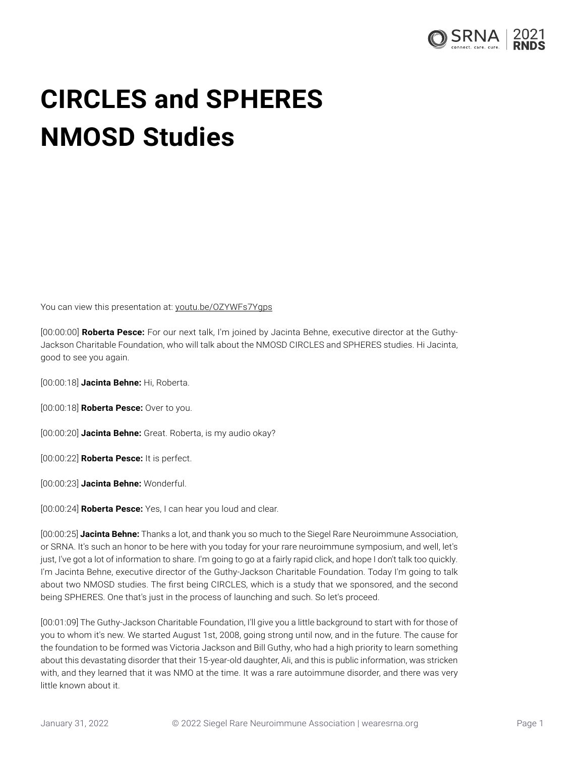# CIRCLES and SPHERES NMOSD Studies

You can view this presentation at: youtu.be/OZYWFs7Ygps

[00:00:00] **Roberta Pesce:** For our next talk, I'm joined by Jacinta Behne, executive director at the Guthy-Jackson Charitable Foundation, who will talk about the NMOSD CIRCLES and SPHERES studies. Hi Jacinta, good to see you again.

[00:00:18] **Jacinta Behne:** Hi, Roberta.

[00:00:18] **Roberta Pesce:** Over to you.

[00:00:20] **Jacinta Behne:** Great. Roberta, is my audio okay?

[00:00:22] **Roberta Pesce:** It is perfect.

[00:00:23] **Jacinta Behne:** Wonderful.

[00:00:24] **Roberta Pesce:** Yes, I can hear you loud and clear.

[00:00:25] **Jacinta Behne:** Thanks a lot, and thank you so much to the Siegel Rare Neuroimmune Association, or SRNA. It's such an honor to be here with you today for your rare neuroimmune symposium, and well, let's just, I've got a lot of information to share. I'm going to go at a fairly rapid click, and hope I don't talk too quickly. I'm Jacinta Behne, executive director of the Guthy-Jackson Charitable Foundation. Today I'm going to talk about two NMOSD studies. The first being CIRCLES, which is a study that we sponsored, and the second being SPHERES. One that's just in the process of launching and such. So let's proceed.

[00:01:09] The Guthy-Jackson Charitable Foundation, I'll give you a little background to start with for those of you to whom it's new. We started August 1st, 2008, going strong until now, and in the future. The cause for the foundation to be formed was Victoria Jackson and Bill Guthy, who had a high priority to learn something about this devastating disorder that their 15-year-old daughter, Ali, and this is public information, was stricken with, and they learned that it was NMO at the time. It was a rare autoimmune disorder, and there was very little known about it.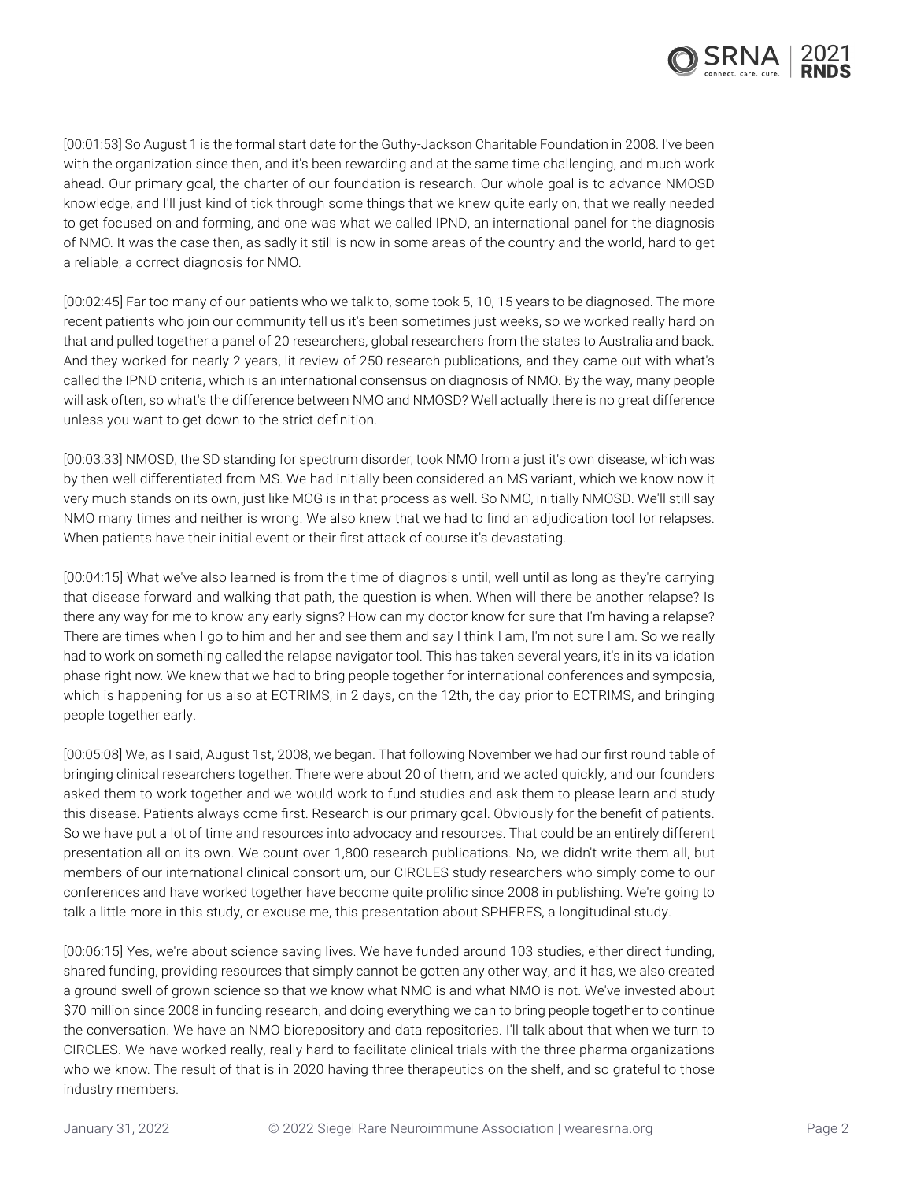[00:01:53] So August 1 is the formal start date for the Guthy-Jackson Charitable Foundation in 2008. I've been with the organization since then, and it's been rewarding and at the same time challenging, and much work ahead. Our primary goal, the charter of our foundation is research. Our whole goal is to advance NMOSD knowledge, and I'll just kind of tick through some things that we knew quite early on, that we really needed to get focused on and forming, and one was what we called IPND, an international panel for the diagnosis of NMO. It was the case then, as sadly it still is now in some areas of the country and the world, hard to get a reliable, a correct diagnosis for NMO.

[00:02:45] Far too many of our patients who we talk to, some took 5, 10, 15 years to be diagnosed. The more recent patients who join our community tell us it's been sometimes just weeks, so we worked really hard on that and pulled together a panel of 20 researchers, global researchers from the states to Australia and back. And they worked for nearly 2 years, lit review of 250 research publications, and they came out with what's called the IPND criteria, which is an international consensus on diagnosis of NMO. By the way, many people will ask often, so what's the difference between NMO and NMOSD? Well actually there is no great difference unless you want to get down to the strict definition.

[00:03:33] NMOSD, the SD standing for spectrum disorder, took NMO from a just it's own disease, which was by then well differentiated from MS. We had initially been considered an MS variant, which we know now it very much stands on its own, just like MOG is in that process as well. So NMO, initially NMOSD. We'll still say NMO many times and neither is wrong. We also knew that we had to find an adjudication tool for relapses. When patients have their initial event or their first attack of course it's devastating.

[00:04:15] What we've also learned is from the time of diagnosis until, well until as long as they're carrying that disease forward and walking that path, the question is when. When will there be another relapse? Is there any way for me to know any early signs? How can my doctor know for sure that I'm having a relapse? There are times when I go to him and her and see them and say I think I am, I'm not sure I am. So we really had to work on something called the relapse navigator tool. This has taken several years, it's in its validation phase right now. We knew that we had to bring people together for international conferences and symposia, which is happening for us also at ECTRIMS, in 2 days, on the 12th, the day prior to ECTRIMS, and bringing people together early.

[00:05:08] We, as I said, August 1st, 2008, we began. That following November we had our first round table of bringing clinical researchers together. There were about 20 of them, and we acted quickly, and our founders asked them to work together and we would work to fund studies and ask them to please learn and study this disease. Patients always come first. Research is our primary goal. Obviously for the benefit of patients. So we have put a lot of time and resources into advocacy and resources. That could be an entirely different presentation all on its own. We count over 1,800 research publications. No, we didn't write them all, but members of our international clinical consortium, our CIRCLES study researchers who simply come to our conferences and have worked together have become quite prolific since 2008 in publishing. We're going to talk a little more in this study, or excuse me, this presentation about SPHERES, a longitudinal study.

[00:06:15] Yes, we're about science saving lives. We have funded around 103 studies, either direct funding, shared funding, providing resources that simply cannot be gotten any other way, and it has, we also created a ground swell of grown science so that we know what NMO is and what NMO is not. We've invested about $70 million since 2008 in funding research, and doing everything we can to bring people together to continue the conversation. We have an NMO biorepository and data repositories. I'll talk about that when we turn to CIRCLES. We have worked really, really hard to facilitate clinical trials with the three pharma organizations who we know. The result of that is in 2020 having three therapeutics on the shelf, and so grateful to those industry members.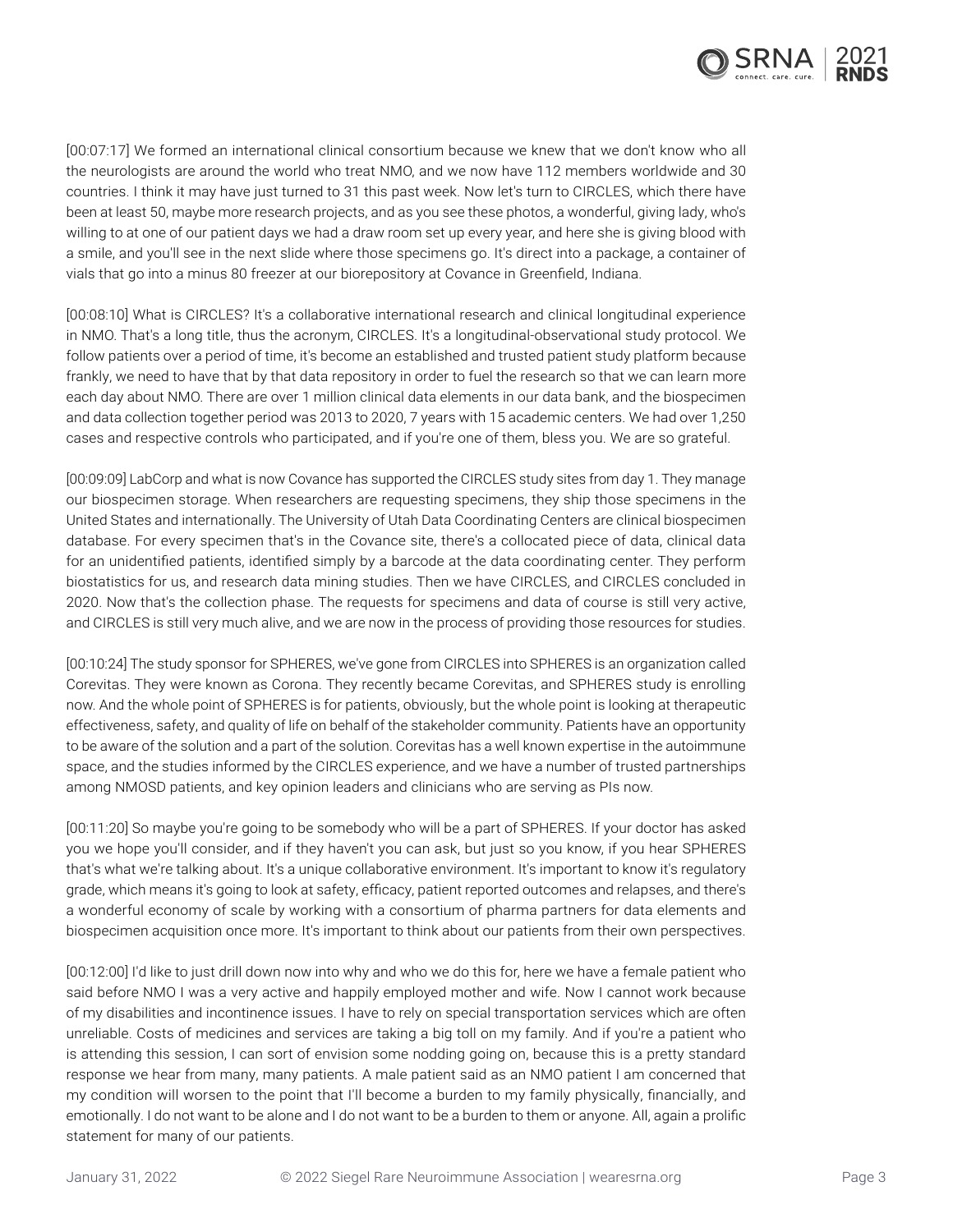[00:07:17] We formed an international clinical consortium because we knew that we don't know who all the neurologists are around the world who treat NMO, and we now have 112 members worldwide and 30 countries. I think it may have just turned to 31 this past week. Now let's turn to CIRCLES, which there have been at least 50, maybe more research projects, and as you see these photos, a wonderful, giving lady, who's willing to at one of our patient days we had a draw room set up every year, and here she is giving blood with a smile, and you'll see in the next slide where those specimens go. It's direct into a package, a container of vials that go into a minus 80 freezer at our biorepository at Covance in Greenfield, Indiana.

[00:08:10] What is CIRCLES? It's a collaborative international research and clinical longitudinal experience in NMO. That's a long title, thus the acronym, CIRCLES. It's a longitudinal-observational study protocol. We follow patients over a period of time, it's become an established and trusted patient study platform because frankly, we need to have that by that data repository in order to fuel the research so that we can learn more each day about NMO. There are over 1 million clinical data elements in our data bank, and the biospecimen and data collection together period was 2013 to 2020, 7 years with 15 academic centers. We had over 1,250 cases and respective controls who participated, and if you're one of them, bless you. We are so grateful.

[00:09:09] LabCorp and what is now Covance has supported the CIRCLES study sites from day 1. They manage our biospecimen storage. When researchers are requesting specimens, they ship those specimens in the United States and internationally. The University of Utah Data Coordinating Centers are clinical biospecimen database. For every specimen that's in the Covance site, there's a collocated piece of data, clinical data for an unidentified patients, identified simply by a barcode at the data coordinating center. They perform biostatistics for us, and research data mining studies. Then we have CIRCLES, and CIRCLES concluded in 2020. Now that's the collection phase. The requests for specimens and data of course is still very active, and CIRCLES is still very much alive, and we are now in the process of providing those resources for studies.

[00:10:24] The study sponsor for SPHERES, we've gone from CIRCLES into SPHERES is an organization called Corevitas. They were known as Corona. They recently became Corevitas, and SPHERES study is enrolling now. And the whole point of SPHERES is for patients, obviously, but the whole point is looking at therapeutic effectiveness, safety, and quality of life on behalf of the stakeholder community. Patients have an opportunity to be aware of the solution and a part of the solution. Corevitas has a well known expertise in the autoimmune space, and the studies informed by the CIRCLES experience, and we have a number of trusted partnerships among NMOSD patients, and key opinion leaders and clinicians who are serving as PIs now.

[00:11:20] So maybe you're going to be somebody who will be a part of SPHERES. If your doctor has asked you we hope you'll consider, and if they haven't you can ask, but just so you know, if you hear SPHERES that's what we're talking about. It's a unique collaborative environment. It's important to know it's regulatory grade, which means it's going to look at safety, efficacy, patient reported outcomes and relapses, and there's a wonderful economy of scale by working with a consortium of pharma partners for data elements and biospecimen acquisition once more. It's important to think about our patients from their own perspectives.

[00:12:00] I'd like to just drill down now into why and who we do this for, here we have a female patient who said before NMO I was a very active and happily employed mother and wife. Now I cannot work because of my disabilities and incontinence issues. I have to rely on special transportation services which are often unreliable. Costs of medicines and services are taking a big toll on my family. And if you're a patient who is attending this session, I can sort of envision some nodding going on, because this is a pretty standard response we hear from many, many patients. A male patient said as an NMO patient I am concerned that my condition will worsen to the point that I'll become a burden to my family physically, financially, and emotionally. I do not want to be alone and I do not want to be a burden to them or anyone. All, again a prolific statement for many of our patients.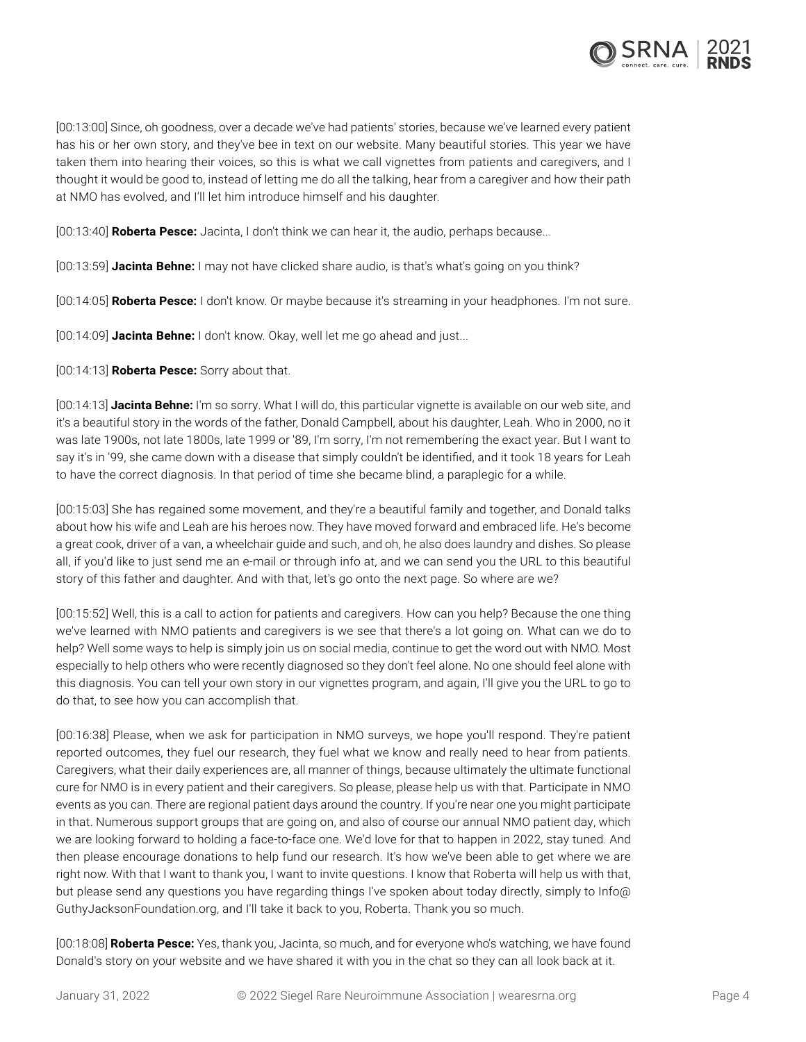[00:13:00] Since, oh goodness, over a decade we've had patients' stories, because we've learned every patient has his or her own story, and they've bee in text on our website. Many beautiful stories. This year we have taken them into hearing their voices, so this is what we call vignettes from patients and caregivers, and I thought it would be good to, instead of letting me do all the talking, hear from a caregiver and how their path at NMO has evolved, and I'll let him introduce himself and his daughter.

[00:13:40] **Roberta Pesce:** Jacinta, I don't think we can hear it, the audio, perhaps because...

[00:13:59] **Jacinta Behne:** I may not have clicked share audio, is that's what's going on you think?

[00:14:05] **Roberta Pesce:** I don't know. Or maybe because it's streaming in your headphones. I'm not sure.

[00:14:09] **Jacinta Behne:** I don't know. Okay, well let me go ahead and just...

[00:14:13] **Roberta Pesce:** Sorry about that.

[00:14:13] **Jacinta Behne:** I'm so sorry. What I will do, this particular vignette is available on our web site, and it's a beautiful story in the words of the father, Donald Campbell, about his daughter, Leah. Who in 2000, no it was late 1900s, not late 1800s, late 1999 or '89, I'm sorry, I'm not remembering the exact year. But I want to say it's in '99, she came down with a disease that simply couldn't be identified, and it took 18 years for Leah to have the correct diagnosis. In that period of time she became blind, a paraplegic for a while.

[00:15:03] She has regained some movement, and they're a beautiful family and together, and Donald talks about how his wife and Leah are his heroes now. They have moved forward and embraced life. He's become a great cook, driver of a van, a wheelchair guide and such, and oh, he also does laundry and dishes. So please all, if you'd like to just send me an e-mail or through info at, and we can send you the URL to this beautiful story of this father and daughter. And with that, let's go onto the next page. So where are we?

[00:15:52] Well, this is a call to action for patients and caregivers. How can you help? Because the one thing we've learned with NMO patients and caregivers is we see that there's a lot going on. What can we do to help? Well some ways to help is simply join us on social media, continue to get the word out with NMO. Most especially to help others who were recently diagnosed so they don't feel alone. No one should feel alone with this diagnosis. You can tell your own story in our vignettes program, and again, I'll give you the URL to go to do that, to see how you can accomplish that.

[00:16:38] Please, when we ask for participation in NMO surveys, we hope you'll respond. They're patient reported outcomes, they fuel our research, they fuel what we know and really need to hear from patients. Caregivers, what their daily experiences are, all manner of things, because ultimately the ultimate functional cure for NMO is in every patient and their caregivers. So please, please help us with that. Participate in NMO events as you can. There are regional patient days around the country. If you're near one you might participate in that. Numerous support groups that are going on, and also of course our annual NMO patient day, which we are looking forward to holding a face-to-face one. We'd love for that to happen in 2022, stay tuned. And then please encourage donations to help fund our research. It's how we've been able to get where we are right now. With that I want to thank you, I want to invite questions. I know that Roberta will help us with that, but please send any questions you have regarding things I've spoken about today directly, simply to Info@ GuthyJacksonFoundation.org, and I'll take it back to you, Roberta. Thank you so much.

[00:18:08] **Roberta Pesce:** Yes, thank you, Jacinta, so much, and for everyone who's watching, we have found Donald's story on your website and we have shared it with you in the chat so they can all look back at it.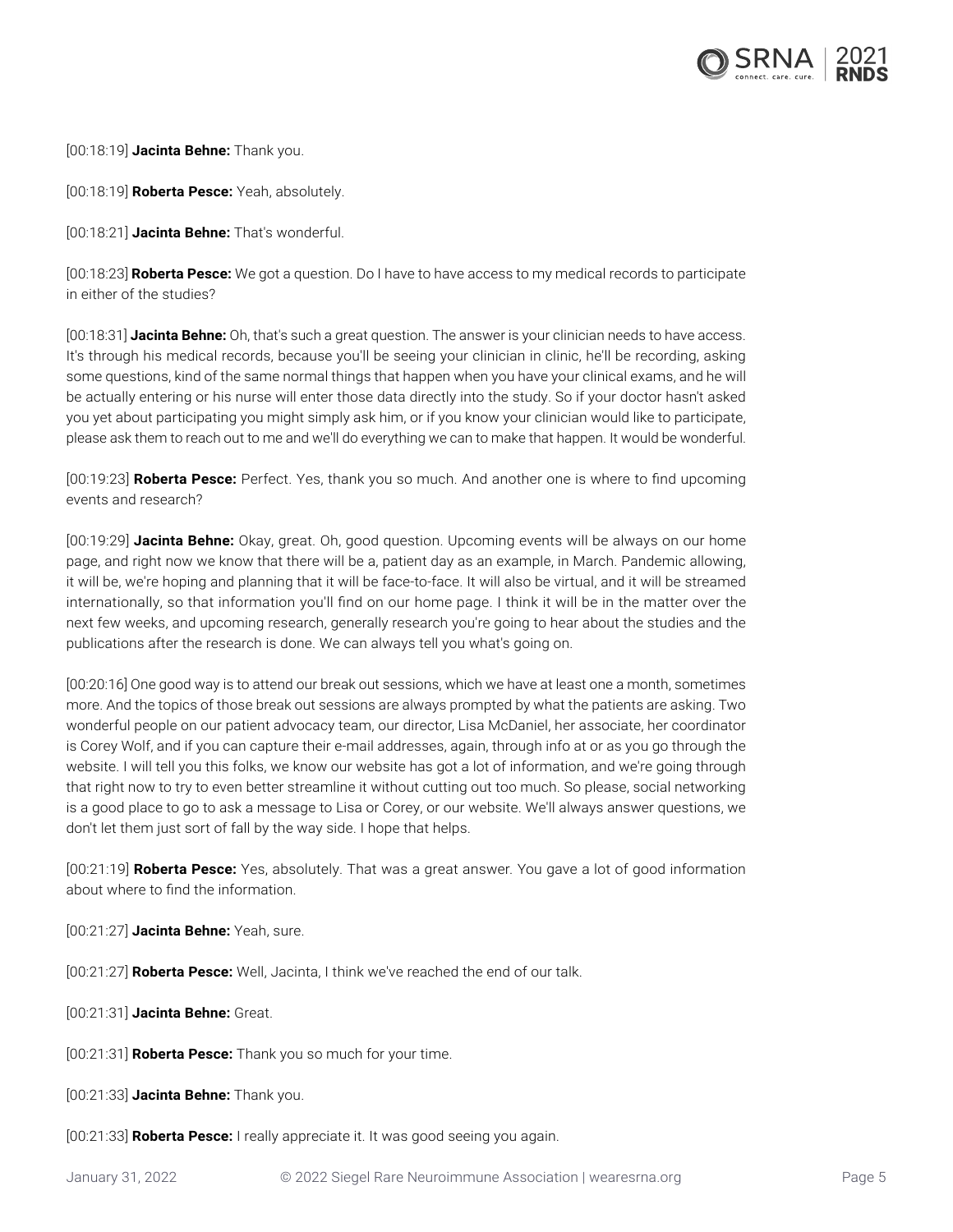[00:18:19] **Jacinta Behne:** Thank you.

[00:18:19] **Roberta Pesce:** Yeah, absolutely.

[00:18:21] **Jacinta Behne:** That's wonderful.

[00:18:23] **Roberta Pesce:** We got a question. Do I have to have access to my medical records to participate in either of the studies?

[00:18:31] **Jacinta Behne:** Oh, that's such a great question. The answer is your clinician needs to have access. It's through his medical records, because you'll be seeing your clinician in clinic, he'll be recording, asking some questions, kind of the same normal things that happen when you have your clinical exams, and he will be actually entering or his nurse will enter those data directly into the study. So if your doctor hasn't asked you yet about participating you might simply ask him, or if you know your clinician would like to participate, please ask them to reach out to me and we'll do everything we can to make that happen. It would be wonderful.

[00:19:23] **Roberta Pesce:** Perfect. Yes, thank you so much. And another one is where to find upcoming events and research?

[00:19:29] **Jacinta Behne:** Okay, great. Oh, good question. Upcoming events will be always on our home page, and right now we know that there will be a, patient day as an example, in March. Pandemic allowing, it will be, we're hoping and planning that it will be face-to-face. It will also be virtual, and it will be streamed internationally, so that information you'll find on our home page. I think it will be in the matter over the next few weeks, and upcoming research, generally research you're going to hear about the studies and the publications after the research is done. We can always tell you what's going on.

[00:20:16] One good way is to attend our break out sessions, which we have at least one a month, sometimes more. And the topics of those break out sessions are always prompted by what the patients are asking. Two wonderful people on our patient advocacy team, our director, Lisa McDaniel, her associate, her coordinator is Corey Wolf, and if you can capture their e-mail addresses, again, through info at or as you go through the website. I will tell you this folks, we know our website has got a lot of information, and we're going through that right now to try to even better streamline it without cutting out too much. So please, social networking is a good place to go to ask a message to Lisa or Corey, or our website. We'll always answer questions, we don't let them just sort of fall by the way side. I hope that helps.

[00:21:19] **Roberta Pesce:** Yes, absolutely. That was a great answer. You gave a lot of good information about where to find the information.

[00:21:27] **Jacinta Behne:** Yeah, sure.

[00:21:27] **Roberta Pesce:** Well, Jacinta, I think we've reached the end of our talk.

[00:21:31] **Jacinta Behne:** Great.

[00:21:31] **Roberta Pesce:** Thank you so much for your time.

[00:21:33] **Jacinta Behne:** Thank you.

[00:21:33] **Roberta Pesce:** I really appreciate it. It was good seeing you again.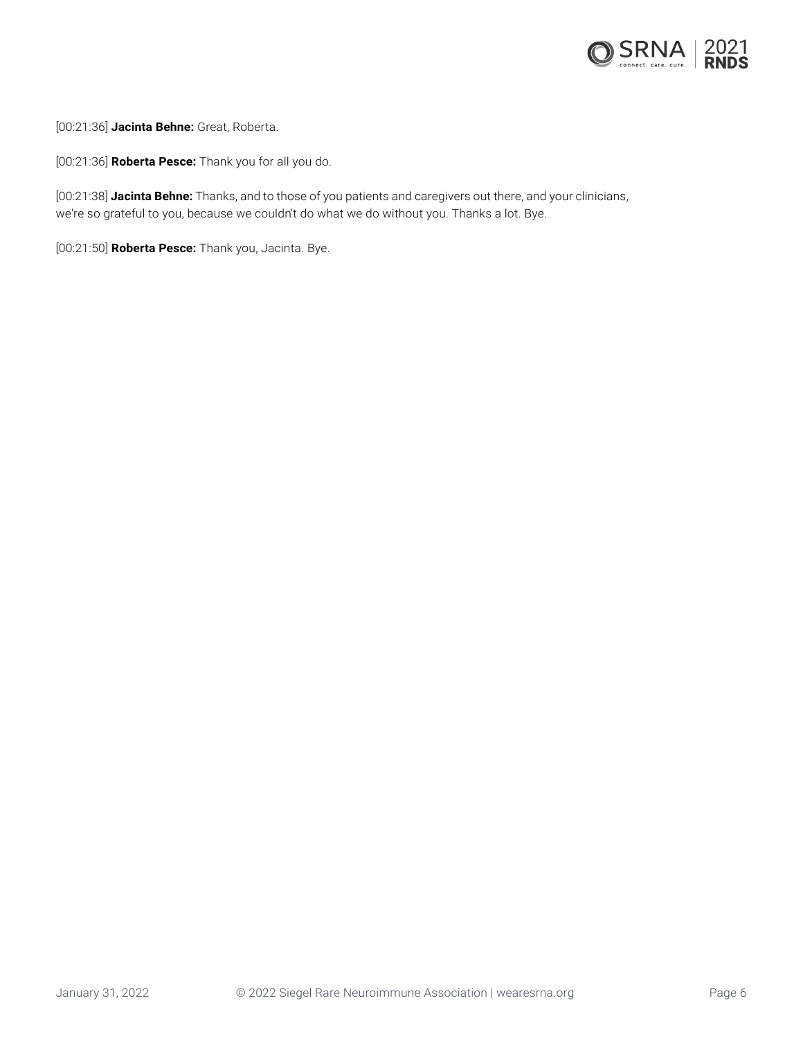[00:21:36] **Jacinta Behne:** Great, Roberta.

[00:21:36] **Roberta Pesce:** Thank you for all you do.

[00:21:38] **Jacinta Behne:** Thanks, and to those of you patients and caregivers out there, and your clinicians, we're so grateful to you, because we couldn't do what we do without you. Thanks a lot. Bye.

[00:21:50] **Roberta Pesce:** Thank you, Jacinta. Bye.